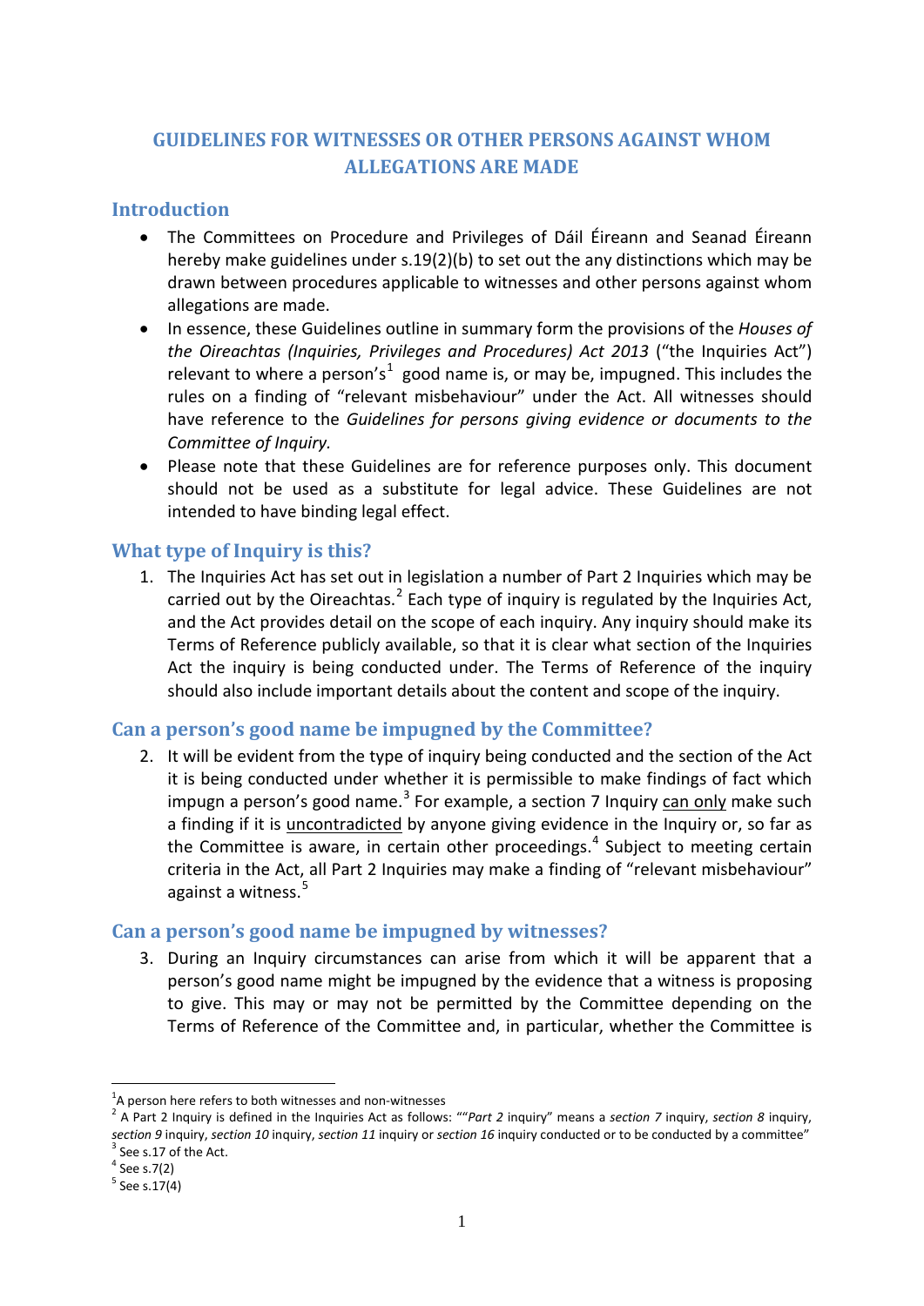# GUIDELINES FOR WITNESSES OR OTHER PERSONS AGAINST WHOM ALLEGATIONS ARE MADE

## Introduction

- The Committees on Procedure and Privileges of Dáil Éireann and Seanad Éireann hereby make guidelines under s.19(2)(b) to set out the any distinctions which may be drawn between procedures applicable to witnesses and other persons against whom allegations are made.
- In essence, these Guidelines outline in summary form the provisions of the *Houses of the Oireachtas (Inquiries, Privileges and Procedures) Act 2013* ("the Inquiries Act") relevant to where a person's[1] good name is, or may be, impugned. This includes the rules on a finding of "relevant misbehaviour" under the Act. All witnesses should have reference to the *Guidelines for persons giving evidence or documents to the Committee of Inquiry.*
- Please note that these Guidelines are for reference purposes only. This document should not be used as a substitute for legal advice. These Guidelines are not intended to have binding legal effect.

## What type of Inquiry is this?

1. The Inquiries Act has set out in legislation a number of Part 2 Inquiries which may be carried out by the Oireachtas.[2] Each type of inquiry is regulated by the Inquiries Act, and the Act provides detail on the scope of each inquiry. Any inquiry should make its Terms of Reference publicly available, so that it is clear what section of the Inquiries Act the inquiry is being conducted under. The Terms of Reference of the inquiry should also include important details about the content and scope of the inquiry.

## Can a person's good name be impugned by the Committee?

2. It will be evident from the type of inquiry being conducted and the section of the Act it is being conducted under whether it is permissible to make findings of fact which impugn a person's good name.[3] For example, a section 7 Inquiry <u>can only</u> make such a finding if it is <u>uncontradicted</u> by anyone giving evidence in the Inquiry or, so far as the Committee is aware, in certain other proceedings.[4] Subject to meeting certain criteria in the Act, all Part 2 Inquiries may make a finding of "relevant misbehaviour" against a witness.[5]

## Can a person's good name be impugned by witnesses?

3. During an Inquiry circumstances can arise from which it will be apparent that a person's good name might be impugned by the evidence that a witness is proposing to give. This may or may not be permitted by the Committee depending on the Terms of Reference of the Committee and, in particular, whether the Committee is

---

[1] A person here refers to both witnesses and non-witnesses

[2] A Part 2 Inquiry is defined in the Inquiries Act as follows: ""*Part 2* inquiry" means a *section 7* inquiry, *section 8* inquiry, *section 9* inquiry, *section 10* inquiry, *section 11* inquiry or *section 16* inquiry conducted or to be conducted by a committee"

[3] See s.17 of the Act.

[4] See s.7(2)

[5] See s.17(4)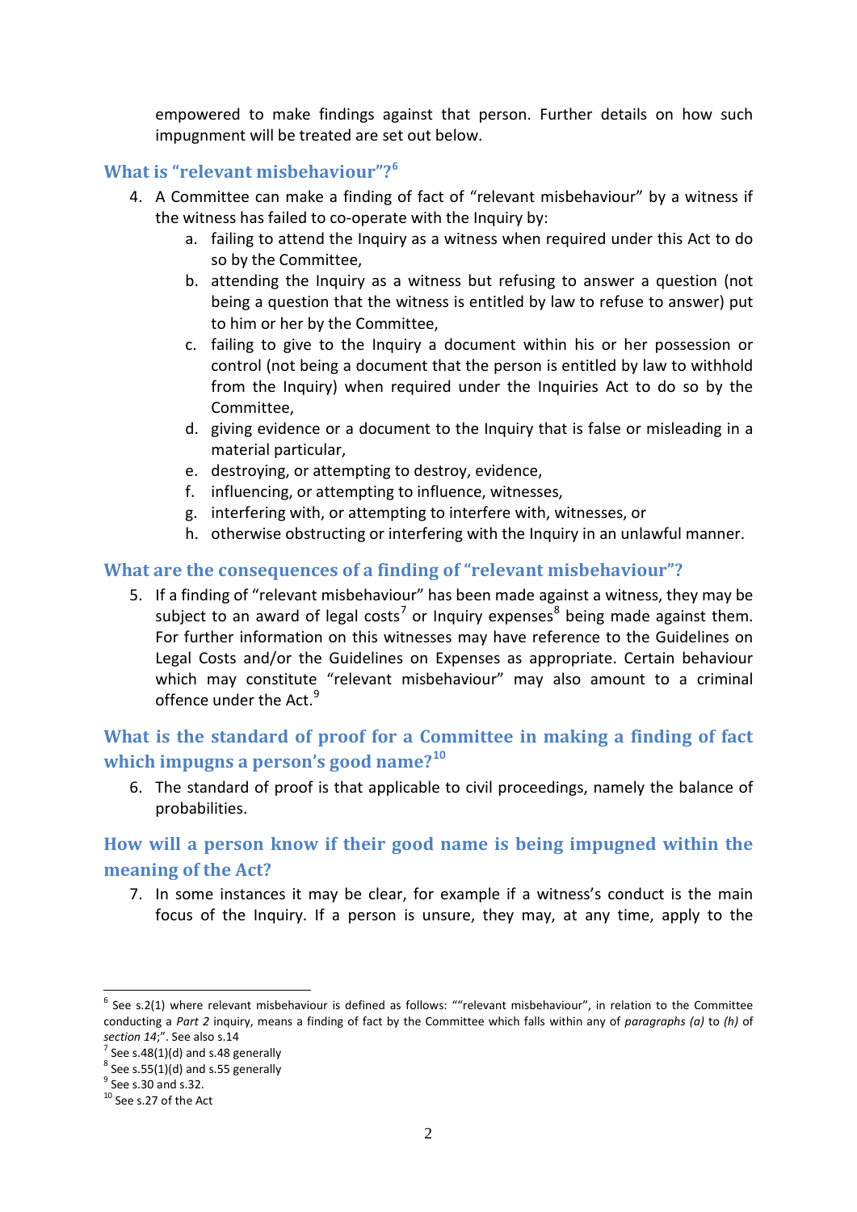empowered to make findings against that person. Further details on how such impugnment will be treated are set out below.

## What is "relevant misbehaviour"?[6]

4. A Committee can make a finding of fact of "relevant misbehaviour" by a witness if the witness has failed to co-operate with the Inquiry by:
   a. failing to attend the Inquiry as a witness when required under this Act to do so by the Committee,
   b. attending the Inquiry as a witness but refusing to answer a question (not being a question that the witness is entitled by law to refuse to answer) put to him or her by the Committee,
   c. failing to give to the Inquiry a document within his or her possession or control (not being a document that the person is entitled by law to withhold from the Inquiry) when required under the Inquiries Act to do so by the Committee,
   d. giving evidence or a document to the Inquiry that is false or misleading in a material particular,
   e. destroying, or attempting to destroy, evidence,
   f. influencing, or attempting to influence, witnesses,
   g. interfering with, or attempting to interfere with, witnesses, or
   h. otherwise obstructing or interfering with the Inquiry in an unlawful manner.

## What are the consequences of a finding of "relevant misbehaviour"?

5. If a finding of "relevant misbehaviour" has been made against a witness, they may be subject to an award of legal costs[7] or Inquiry expenses[8] being made against them. For further information on this witnesses may have reference to the Guidelines on Legal Costs and/or the Guidelines on Expenses as appropriate. Certain behaviour which may constitute "relevant misbehaviour" may also amount to a criminal offence under the Act.[9]

## What is the standard of proof for a Committee in making a finding of fact which impugns a person's good name?[10]

6. The standard of proof is that applicable to civil proceedings, namely the balance of probabilities.

## How will a person know if their good name is being impugned within the meaning of the Act?

7. In some instances it may be clear, for example if a witness's conduct is the main focus of the Inquiry. If a person is unsure, they may, at any time, apply to the

---

[6] See s.2(1) where relevant misbehaviour is defined as follows: ""relevant misbehaviour", in relation to the Committee conducting a *Part 2* inquiry, means a finding of fact by the Committee which falls within any of *paragraphs (a)* to *(h)* of *section 14*;". See also s.14

[7] See s.48(1)(d) and s.48 generally

[8] See s.55(1)(d) and s.55 generally

[9] See s.30 and s.32.

[10] See s.27 of the Act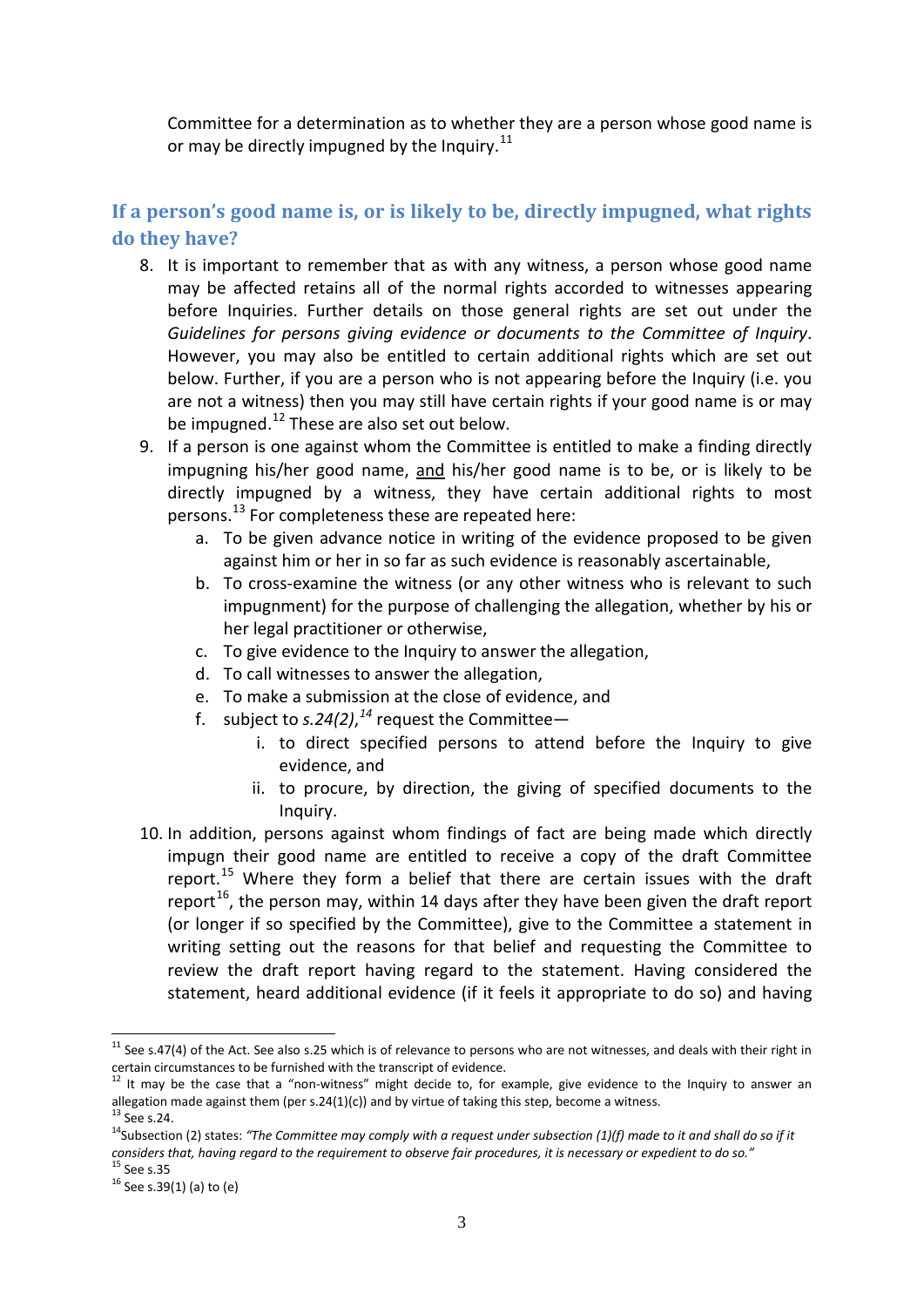Committee for a determination as to whether they are a person whose good name is or may be directly impugned by the Inquiry.[11]

## If a person's good name is, or is likely to be, directly impugned, what rights do they have?

8. It is important to remember that as with any witness, a person whose good name may be affected retains all of the normal rights accorded to witnesses appearing before Inquiries. Further details on those general rights are set out under the *Guidelines for persons giving evidence or documents to the Committee of Inquiry*. However, you may also be entitled to certain additional rights which are set out below. Further, if you are a person who is not appearing before the Inquiry (i.e. you are not a witness) then you may still have certain rights if your good name is or may be impugned.[12] These are also set out below.
9. If a person is one against whom the Committee is entitled to make a finding directly impugning his/her good name, <u>and</u> his/her good name is to be, or is likely to be directly impugned by a witness, they have certain additional rights to most persons.[13] For completeness these are repeated here:
    a. To be given advance notice in writing of the evidence proposed to be given against him or her in so far as such evidence is reasonably ascertainable,
    b. To cross-examine the witness (or any other witness who is relevant to such impugnment) for the purpose of challenging the allegation, whether by his or her legal practitioner or otherwise,
    c. To give evidence to the Inquiry to answer the allegation,
    d. To call witnesses to answer the allegation,
    e. To make a submission at the close of evidence, and
    f. subject to *s.24(2)*,[14] request the Committee—
        i. to direct specified persons to attend before the Inquiry to give evidence, and
        ii. to procure, by direction, the giving of specified documents to the Inquiry.
10. In addition, persons against whom findings of fact are being made which directly impugn their good name are entitled to receive a copy of the draft Committee report.[15] Where they form a belief that there are certain issues with the draft report[16], the person may, within 14 days after they have been given the draft report (or longer if so specified by the Committee), give to the Committee a statement in writing setting out the reasons for that belief and requesting the Committee to review the draft report having regard to the statement. Having considered the statement, heard additional evidence (if it feels it appropriate to do so) and having

---

[11] See s.47(4) of the Act. See also s.25 which is of relevance to persons who are not witnesses, and deals with their right in certain circumstances to be furnished with the transcript of evidence.

[12] It may be the case that a "non-witness" might decide to, for example, give evidence to the Inquiry to answer an allegation made against them (per s.24(1)(c)) and by virtue of taking this step, become a witness.

[13] See s.24.

[14] Subsection (2) states: *"The Committee may comply with a request under subsection (1)(f) made to it and shall do so if it considers that, having regard to the requirement to observe fair procedures, it is necessary or expedient to do so."*

[15] See s.35

[16] See s.39(1) (a) to (e)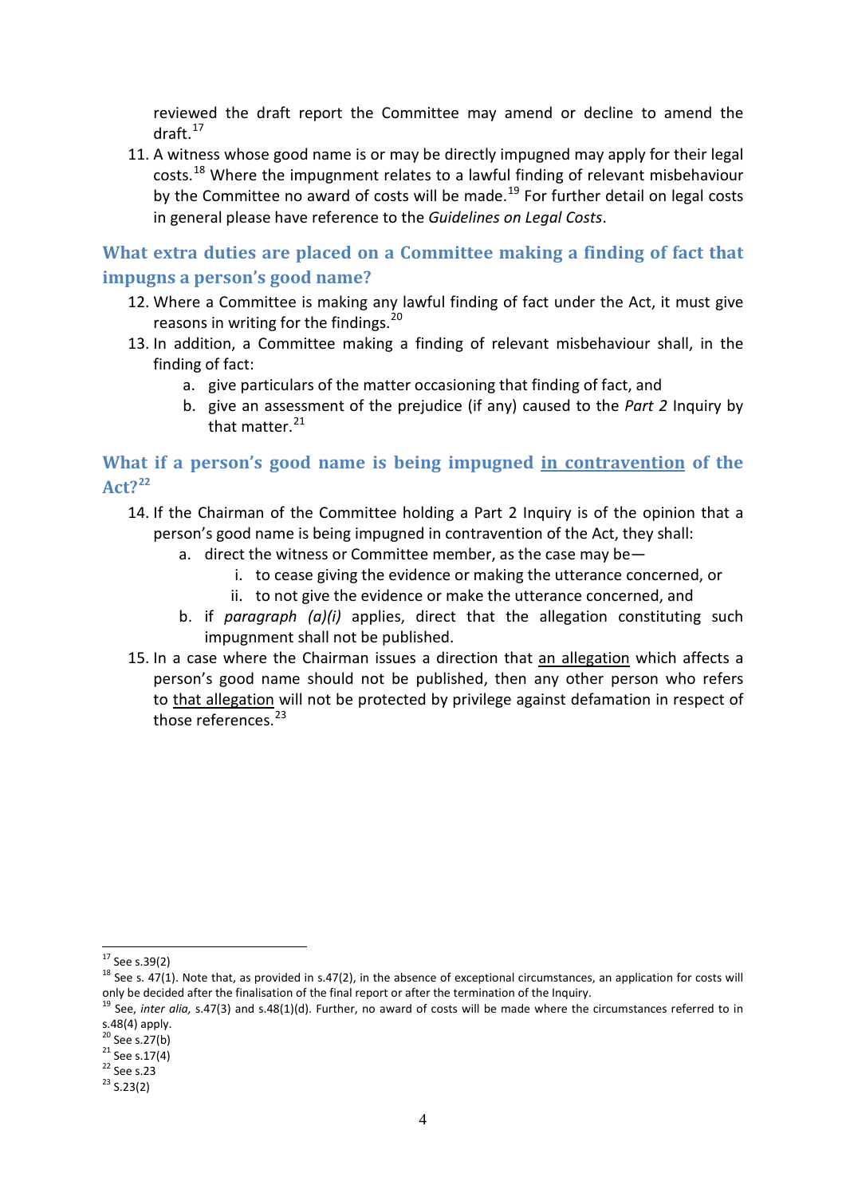reviewed the draft report the Committee may amend or decline to amend the draft.[17]

11. A witness whose good name is or may be directly impugned may apply for their legal costs.[18] Where the impugnment relates to a lawful finding of relevant misbehaviour by the Committee no award of costs will be made.[19] For further detail on legal costs in general please have reference to the *Guidelines on Legal Costs*.

## What extra duties are placed on a Committee making a finding of fact that impugns a person's good name?

12. Where a Committee is making any lawful finding of fact under the Act, it must give reasons in writing for the findings.[20]
13. In addition, a Committee making a finding of relevant misbehaviour shall, in the finding of fact:
    a. give particulars of the matter occasioning that finding of fact, and
    b. give an assessment of the prejudice (if any) caused to the *Part 2* Inquiry by that matter.[21]

## What if a person's good name is being impugned <u>in contravention</u> of the Act?[22]

14. If the Chairman of the Committee holding a Part 2 Inquiry is of the opinion that a person's good name is being impugned in contravention of the Act, they shall:
    a. direct the witness or Committee member, as the case may be—
        i. to cease giving the evidence or making the utterance concerned, or
        ii. to not give the evidence or make the utterance concerned, and
    b. if *paragraph (a)(i)* applies, direct that the allegation constituting such impugnment shall not be published.
15. In a case where the Chairman issues a direction that <u>an allegation</u> which affects a person's good name should not be published, then any other person who refers to <u>that allegation</u> will not be protected by privilege against defamation in respect of those references.[23]

---

[17] See s.39(2)

[18] See s. 47(1). Note that, as provided in s.47(2), in the absence of exceptional circumstances, an application for costs will only be decided after the finalisation of the final report or after the termination of the Inquiry.

[19] See, *inter alia,* s.47(3) and s.48(1)(d). Further, no award of costs will be made where the circumstances referred to in s.48(4) apply.

[20] See s.27(b)

[21] See s.17(4)

[22] See s.23

[23] S.23(2)